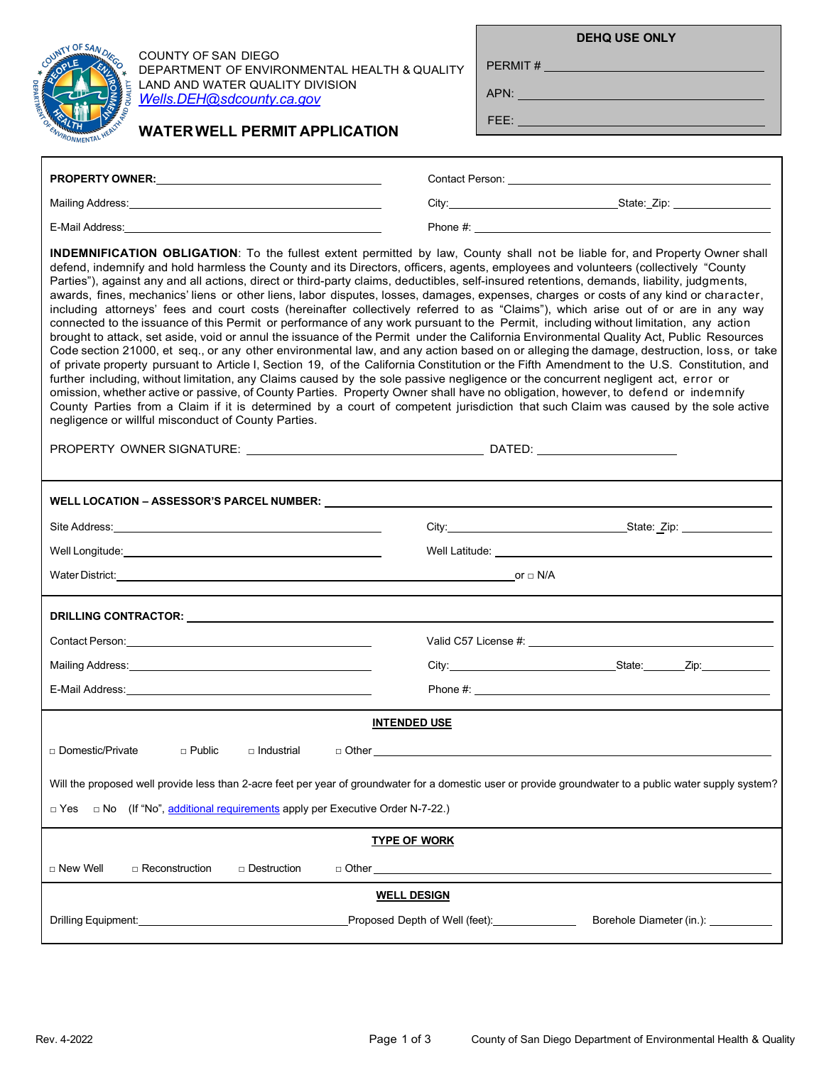COUNTY OF SAN DIEGO
DEPARTMENT OF ENVIRONMENTAL HEALTH & QUALITY
LAND AND WATER QUALITY DIVISION
*Wells.DEH@sdcounty.ca.gov*

# WATER WELL PERMIT APPLICATION

| DEHQ USE ONLY |
|---|
| PERMIT # ______________________ |
| APN: ______________________ |
| FEE: ______________________ |

**PROPERTY OWNER:** ______________________ Contact Person: ______________________

Mailing Address: ______________________ City: ______________ State: ___ Zip: ________

E-Mail Address: ______________________ Phone #: ______________________

**INDEMNIFICATION OBLIGATION**: To the fullest extent permitted by law, County shall not be liable for, and Property Owner shall defend, indemnify and hold harmless the County and its Directors, officers, agents, employees and volunteers (collectively "County Parties"), against any and all actions, direct or third-party claims, deductibles, self-insured retentions, demands, liability, judgments, awards, fines, mechanics' liens or other liens, labor disputes, losses, damages, expenses, charges or costs of any kind or character, including attorneys' fees and court costs (hereinafter collectively referred to as "Claims"), which arise out of or are in any way connected to the issuance of this Permit or performance of any work pursuant to the Permit, including without limitation, any action brought to attack, set aside, void or annul the issuance of the Permit under the California Environmental Quality Act, Public Resources Code section 21000, et seq., or any other environmental law, and any action based on or alleging the damage, destruction, loss, or take of private property pursuant to Article I, Section 19, of the California Constitution or the Fifth Amendment to the U.S. Constitution, and further including, without limitation, any Claims caused by the sole passive negligence or the concurrent negligent act, error or omission, whether active or passive, of County Parties. Property Owner shall have no obligation, however, to defend or indemnify County Parties from a Claim if it is determined by a court of competent jurisdiction that such Claim was caused by the sole active negligence or willful misconduct of County Parties.

PROPERTY OWNER SIGNATURE: ______________________ DATED: ______________

**WELL LOCATION – ASSESSOR'S PARCEL NUMBER:** ______________________

Site Address: ______________________ City: ______________ State: ___ Zip: ________

Well Longitude: ______________________ Well Latitude: ______________________

Water District: ______________________ or □ N/A

**DRILLING CONTRACTOR:** ______________________

Contact Person: ______________________ Valid C57 License #: ______________________

Mailing Address: ______________________ City: ______________ State: ______ Zip: ________

E-Mail Address: ______________________ Phone #: ______________________

## INTENDED USE

□ Domestic/Private □ Public □ Industrial □ Other ______________________

Will the proposed well provide less than 2-acre feet per year of groundwater for a domestic user or provide groundwater to a public water supply system?

□ Yes □ No (If "No", additional requirements apply per Executive Order N-7-22.)

## TYPE OF WORK

□ New Well □ Reconstruction □ Destruction □ Other ______________________

## WELL DESIGN

Drilling Equipment: ______________ Proposed Depth of Well (feet): __________ Borehole Diameter (in.): __________

Rev. 4-2022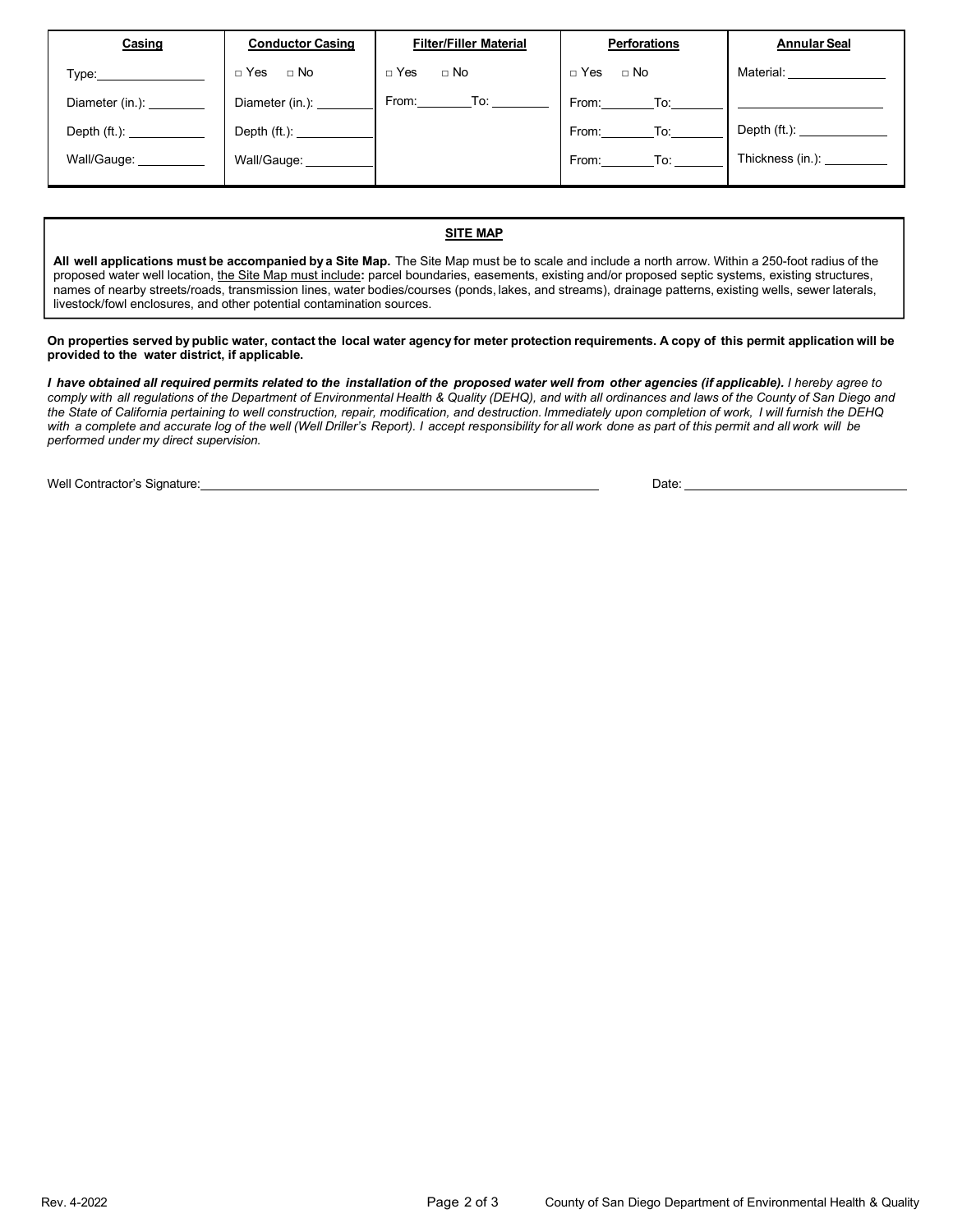| Casing | Conductor Casing | Filter/Filler Material | Perforations | Annular Seal |
|---|---|---|---|---|
| Type: ________ | □ Yes □ No | □ Yes □ No | □ Yes □ No | Material: ________ |
| Diameter (in.): ________ | Diameter (in.): ________ | From: ________ To: ________ | From: ________ To: ________ | ________ |
| Depth (ft.): ________ | Depth (ft.): ________ | | From: ________ To: ________ | Depth (ft.): ________ |
| Wall/Gauge: ________ | Wall/Gauge: ________ | | From: ________ To: ________ | Thickness (in.): ________ |

**SITE MAP**

**All well applications must be accompanied by a Site Map.** The Site Map must be to scale and include a north arrow. Within a 250-foot radius of the proposed water well location, the Site Map must include**:** parcel boundaries, easements, existing and/or proposed septic systems, existing structures, names of nearby streets/roads, transmission lines, water bodies/courses (ponds, lakes, and streams), drainage patterns, existing wells, sewer laterals, livestock/fowl enclosures, and other potential contamination sources.

**On properties served by public water, contact the local water agency for meter protection requirements. A copy of this permit application will be provided to the water district, if applicable.**

***I have obtained all required permits related to the installation of the proposed water well from other agencies (if applicable).*** *I hereby agree to comply with all regulations of the Department of Environmental Health & Quality (DEHQ), and with all ordinances and laws of the County of San Diego and the State of California pertaining to well construction, repair, modification, and destruction. Immediately upon completion of work, I will furnish the DEHQ with a complete and accurate log of the well (Well Driller's Report). I accept responsibility for all work done as part of this permit and all work will be performed under my direct supervision.*

Well Contractor's Signature: ______________________________ Date: ______________________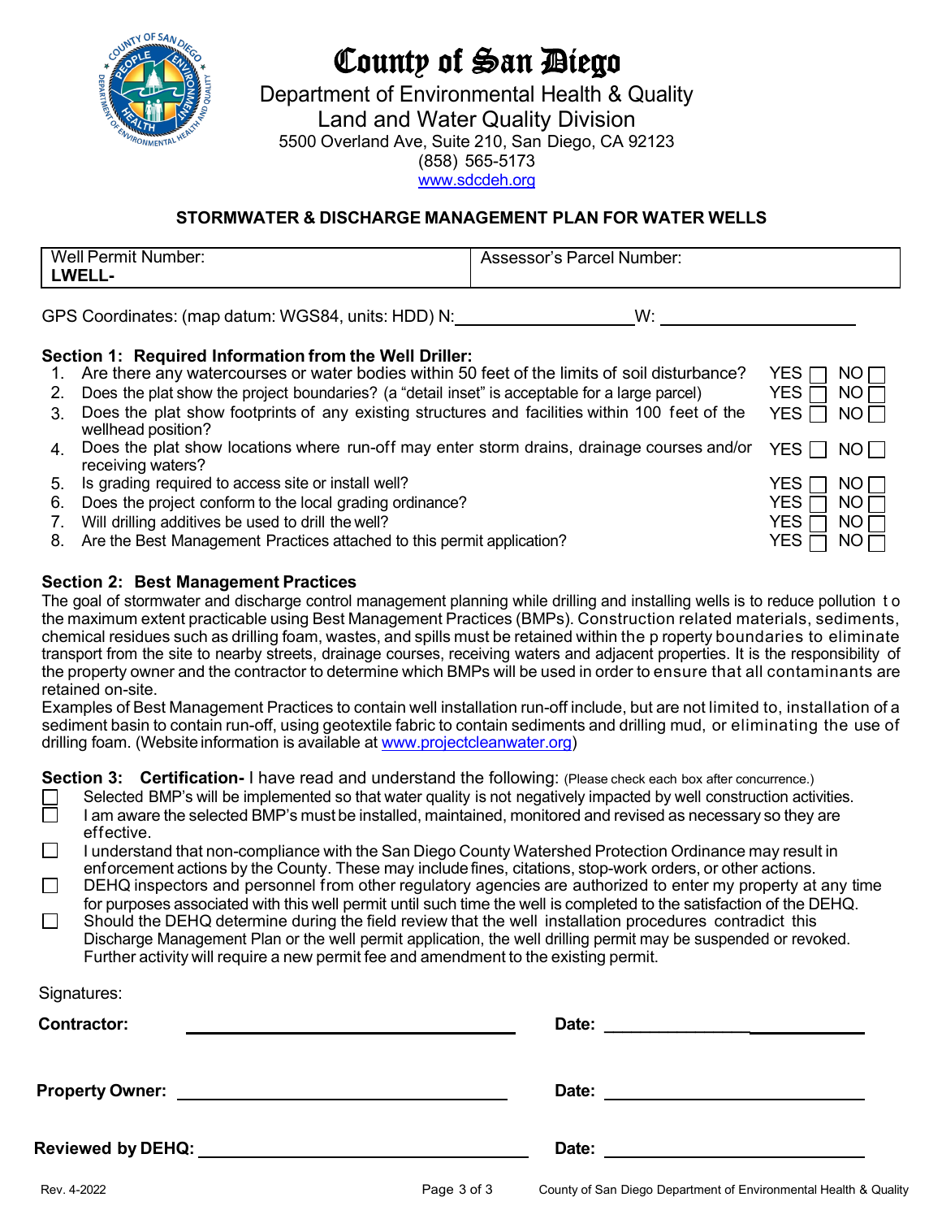# County of San Diego

Department of Environmental Health & Quality
Land and Water Quality Division
5500 Overland Ave, Suite 210, San Diego, CA 92123
(858) 565-5173
www.sdcdeh.org

## STORMWATER & DISCHARGE MANAGEMENT PLAN FOR WATER WELLS

| Well Permit Number: **LWELL-** | Assessor's Parcel Number: |
|---|---|

GPS Coordinates: (map datum: WGS84, units: HDD) N:\_\_\_\_\_\_\_\_\_\_\_\_\_\_\_\_\_\_\_\_ W: \_\_\_\_\_\_\_\_\_\_\_\_\_\_\_\_\_\_\_\_

**Section 1: Required Information from the Well Driller:**

1. Are there any watercourses or water bodies within 50 feet of the limits of soil disturbance? YES ☐ NO ☐
2. Does the plat show the project boundaries? (a "detail inset" is acceptable for a large parcel) YES ☐ NO ☐
3. Does the plat show footprints of any existing structures and facilities within 100 feet of the wellhead position? YES ☐ NO ☐
4. Does the plat show locations where run-off may enter storm drains, drainage courses and/or receiving waters? YES ☐ NO ☐
5. Is grading required to access site or install well? YES ☐ NO ☐
6. Does the project conform to the local grading ordinance? YES ☐ NO ☐
7. Will drilling additives be used to drill the well? YES ☐ NO ☐
8. Are the Best Management Practices attached to this permit application? YES ☐ NO ☐

**Section 2: Best Management Practices**

The goal of stormwater and discharge control management planning while drilling and installing wells is to reduce pollution to the maximum extent practicable using Best Management Practices (BMPs). Construction related materials, sediments, chemical residues such as drilling foam, wastes, and spills must be retained within the property boundaries to eliminate transport from the site to nearby streets, drainage courses, receiving waters and adjacent properties. It is the responsibility of the property owner and the contractor to determine which BMPs will be used in order to ensure that all contaminants are retained on-site.

Examples of Best Management Practices to contain well installation run-off include, but are not limited to, installation of a sediment basin to contain run-off, using geotextile fabric to contain sediments and drilling mud, or eliminating the use of drilling foam. (Website information is available at www.projectcleanwater.org)

**Section 3: Certification-** I have read and understand the following: (Please check each box after concurrence.)

☐ Selected BMP's will be implemented so that water quality is not negatively impacted by well construction activities.

☐ I am aware the selected BMP's must be installed, maintained, monitored and revised as necessary so they are effective.

☐ I understand that non-compliance with the San Diego County Watershed Protection Ordinance may result in enforcement actions by the County. These may include fines, citations, stop-work orders, or other actions.

☐ DEHQ inspectors and personnel from other regulatory agencies are authorized to enter my property at any time for purposes associated with this well permit until such time the well is completed to the satisfaction of the DEHQ.

☐ Should the DEHQ determine during the field review that the well installation procedures contradict this Discharge Management Plan or the well permit application, the well drilling permit may be suspended or revoked. Further activity will require a new permit fee and amendment to the existing permit.

Signatures:

**Contractor:** \_\_\_\_\_\_\_\_\_\_\_\_\_\_\_\_\_\_\_\_\_\_\_\_\_\_\_\_\_\_ **Date:** \_\_\_\_\_\_\_\_\_\_\_\_\_\_\_\_\_\_\_\_

**Property Owner:** \_\_\_\_\_\_\_\_\_\_\_\_\_\_\_\_\_\_\_\_\_\_\_\_\_\_\_\_\_\_ **Date:** \_\_\_\_\_\_\_\_\_\_\_\_\_\_\_\_\_\_\_\_

**Reviewed by DEHQ:** \_\_\_\_\_\_\_\_\_\_\_\_\_\_\_\_\_\_\_\_\_\_\_\_\_\_\_\_\_\_ **Date:** \_\_\_\_\_\_\_\_\_\_\_\_\_\_\_\_\_\_\_\_

Rev. 4-2022